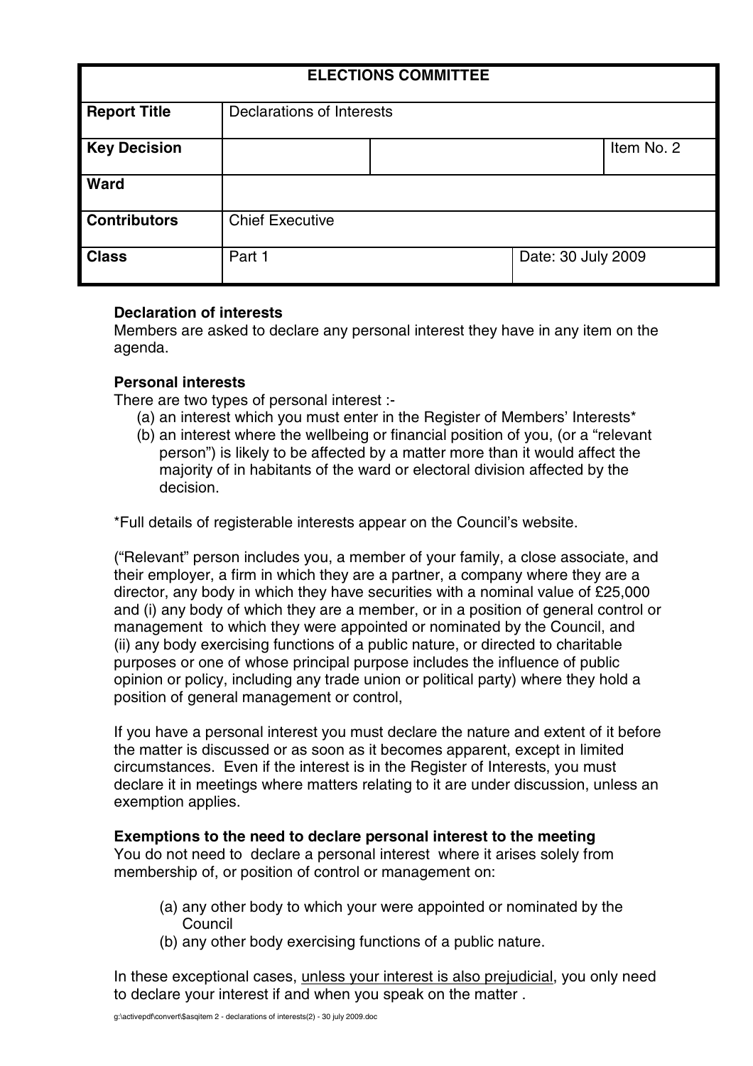| ELECTIONS COMMITTEE | | | |
|---|---|---|---|
| **Report Title** | Declarations of Interests | | |
| **Key Decision** | | | Item No. 2 |
| **Ward** | | | |
| **Contributors** | Chief Executive | | |
| **Class** | Part 1 | Date: 30 July 2009 | |

**Declaration of interests**

Members are asked to declare any personal interest they have in any item on the agenda.

**Personal interests**

There are two types of personal interest :-

(a) an interest which you must enter in the Register of Members' Interests*

(b) an interest where the wellbeing or financial position of you, (or a "relevant person") is likely to be affected by a matter more than it would affect the majority of in habitants of the ward or electoral division affected by the decision.

*Full details of registerable interests appear on the Council's website.

("Relevant" person includes you, a member of your family, a close associate, and their employer, a firm in which they are a partner, a company where they are a director, any body in which they have securities with a nominal value of £25,000 and (i) any body of which they are a member, or in a position of general control or management to which they were appointed or nominated by the Council, and (ii) any body exercising functions of a public nature, or directed to charitable purposes or one of whose principal purpose includes the influence of public opinion or policy, including any trade union or political party) where they hold a position of general management or control,

If you have a personal interest you must declare the nature and extent of it before the matter is discussed or as soon as it becomes apparent, except in limited circumstances. Even if the interest is in the Register of Interests, you must declare it in meetings where matters relating to it are under discussion, unless an exemption applies.

**Exemptions to the need to declare personal interest to the meeting**

You do not need to declare a personal interest where it arises solely from membership of, or position of control or management on:

(a) any other body to which your were appointed or nominated by the Council

(b) any other body exercising functions of a public nature.

In these exceptional cases, unless your interest is also prejudicial, you only need to declare your interest if and when you speak on the matter .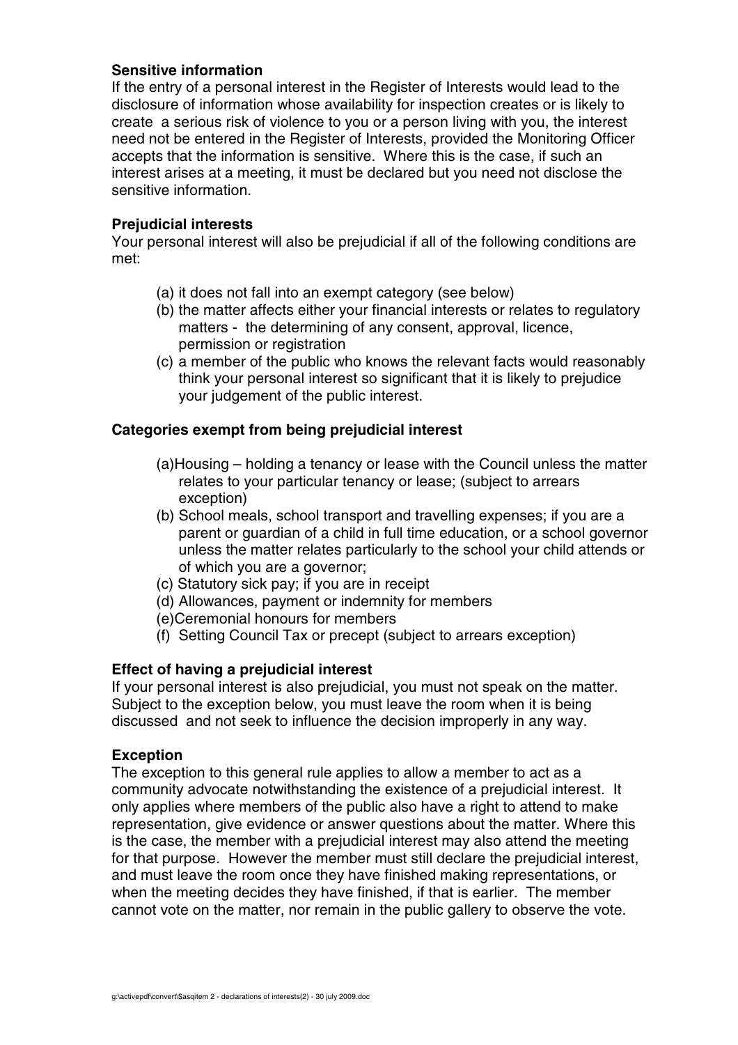**Sensitive information**

If the entry of a personal interest in the Register of Interests would lead to the disclosure of information whose availability for inspection creates or is likely to create a serious risk of violence to you or a person living with you, the interest need not be entered in the Register of Interests, provided the Monitoring Officer accepts that the information is sensitive. Where this is the case, if such an interest arises at a meeting, it must be declared but you need not disclose the sensitive information.

**Prejudicial interests**

Your personal interest will also be prejudicial if all of the following conditions are met:

- (a) it does not fall into an exempt category (see below)
- (b) the matter affects either your financial interests or relates to regulatory matters - the determining of any consent, approval, licence, permission or registration
- (c) a member of the public who knows the relevant facts would reasonably think your personal interest so significant that it is likely to prejudice your judgement of the public interest.

**Categories exempt from being prejudicial interest**

- (a) Housing – holding a tenancy or lease with the Council unless the matter relates to your particular tenancy or lease; (subject to arrears exception)
- (b) School meals, school transport and travelling expenses; if you are a parent or guardian of a child in full time education, or a school governor unless the matter relates particularly to the school your child attends or of which you are a governor;
- (c) Statutory sick pay; if you are in receipt
- (d) Allowances, payment or indemnity for members
- (e) Ceremonial honours for members
- (f) Setting Council Tax or precept (subject to arrears exception)

**Effect of having a prejudicial interest**

If your personal interest is also prejudicial, you must not speak on the matter. Subject to the exception below, you must leave the room when it is being discussed and not seek to influence the decision improperly in any way.

**Exception**

The exception to this general rule applies to allow a member to act as a community advocate notwithstanding the existence of a prejudicial interest. It only applies where members of the public also have a right to attend to make representation, give evidence or answer questions about the matter. Where this is the case, the member with a prejudicial interest may also attend the meeting for that purpose. However the member must still declare the prejudicial interest, and must leave the room once they have finished making representations, or when the meeting decides they have finished, if that is earlier. The member cannot vote on the matter, nor remain in the public gallery to observe the vote.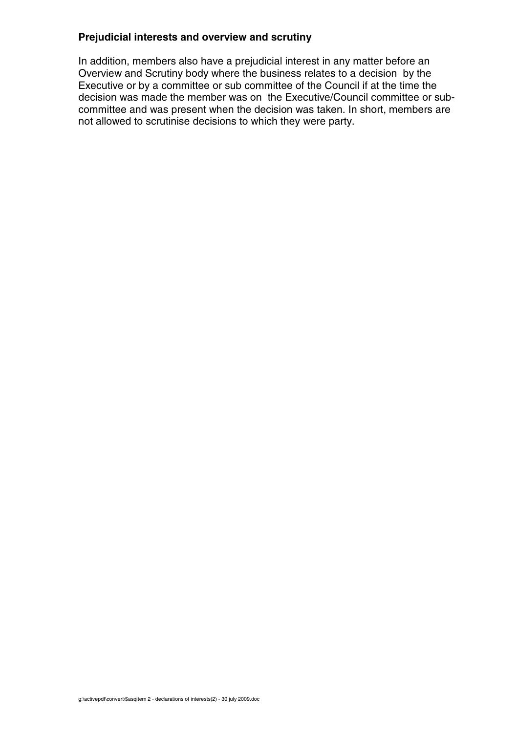## Prejudicial interests and overview and scrutiny

In addition, members also have a prejudicial interest in any matter before an Overview and Scrutiny body where the business relates to a decision by the Executive or by a committee or sub committee of the Council if at the time the decision was made the member was on the Executive/Council committee or sub-committee and was present when the decision was taken. In short, members are not allowed to scrutinise decisions to which they were party.